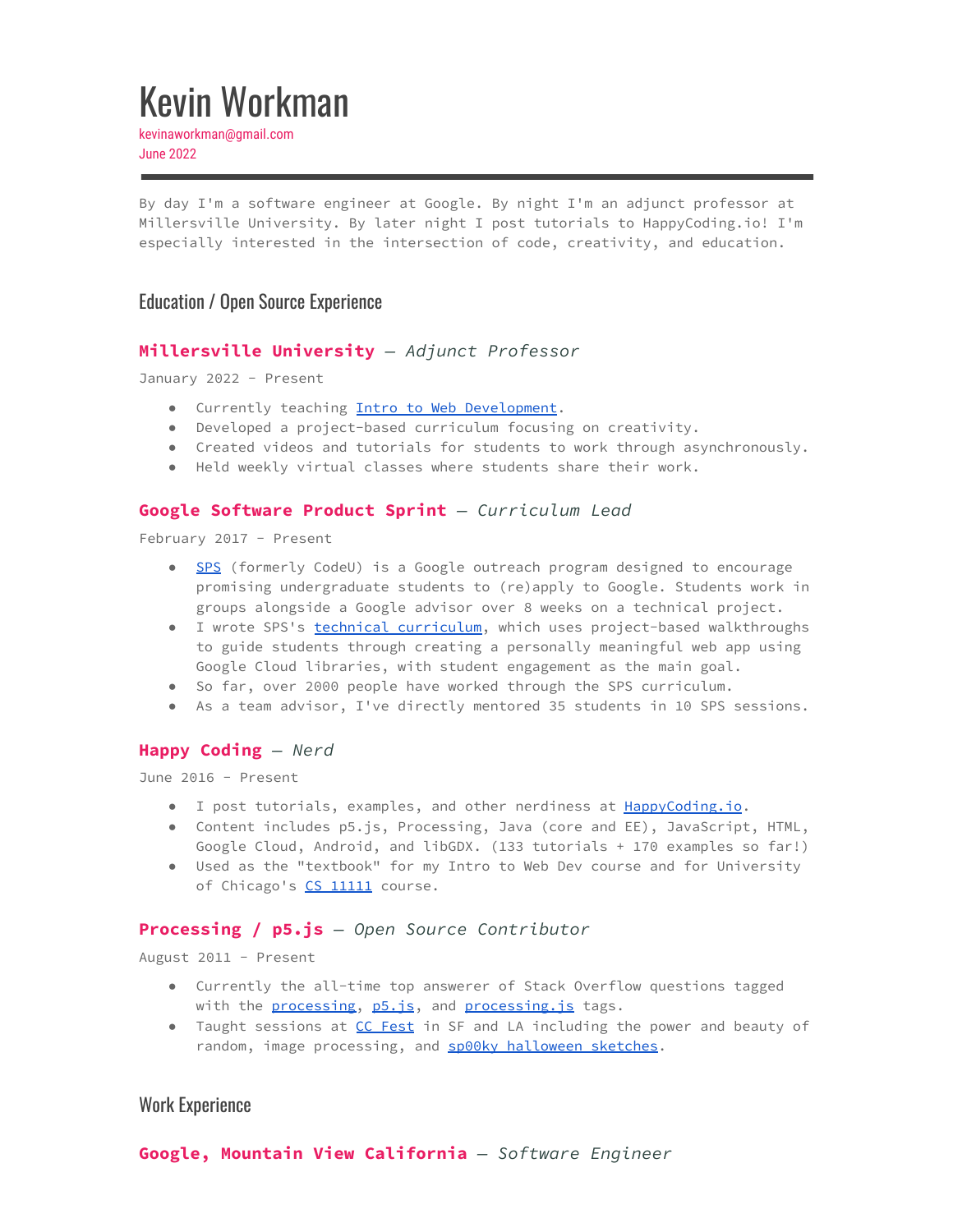# Kevin Workman

kevinaworkman@gmail.com
June 2022

---

By day I'm a software engineer at Google. By night I'm an adjunct professor at Millersville University. By later night I post tutorials to HappyCoding.io! I'm especially interested in the intersection of code, creativity, and education.

## Education / Open Source Experience

### **Millersville University** — *Adjunct Professor*

January 2022 - Present

- Currently teaching Intro to Web Development.
- Developed a project-based curriculum focusing on creativity.
- Created videos and tutorials for students to work through asynchronously.
- Held weekly virtual classes where students share their work.

### **Google Software Product Sprint** — *Curriculum Lead*

February 2017 - Present

- SPS (formerly CodeU) is a Google outreach program designed to encourage promising undergraduate students to (re)apply to Google. Students work in groups alongside a Google advisor over 8 weeks on a technical project.
- I wrote SPS's technical curriculum, which uses project-based walkthroughs to guide students through creating a personally meaningful web app using Google Cloud libraries, with student engagement as the main goal.
- So far, over 2000 people have worked through the SPS curriculum.
- As a team advisor, I've directly mentored 35 students in 10 SPS sessions.

### **Happy Coding** — *Nerd*

June 2016 - Present

- I post tutorials, examples, and other nerdiness at HappyCoding.io.
- Content includes p5.js, Processing, Java (core and EE), JavaScript, HTML, Google Cloud, Android, and libGDX. (133 tutorials + 170 examples so far!)
- Used as the "textbook" for my Intro to Web Dev course and for University of Chicago's CS 11111 course.

### **Processing / p5.js** — *Open Source Contributor*

August 2011 - Present

- Currently the all-time top answerer of Stack Overflow questions tagged with the processing, p5.js, and processing.js tags.
- Taught sessions at CC Fest in SF and LA including the power and beauty of random, image processing, and sp00ky halloween sketches.

## Work Experience

### **Google, Mountain View California** — *Software Engineer*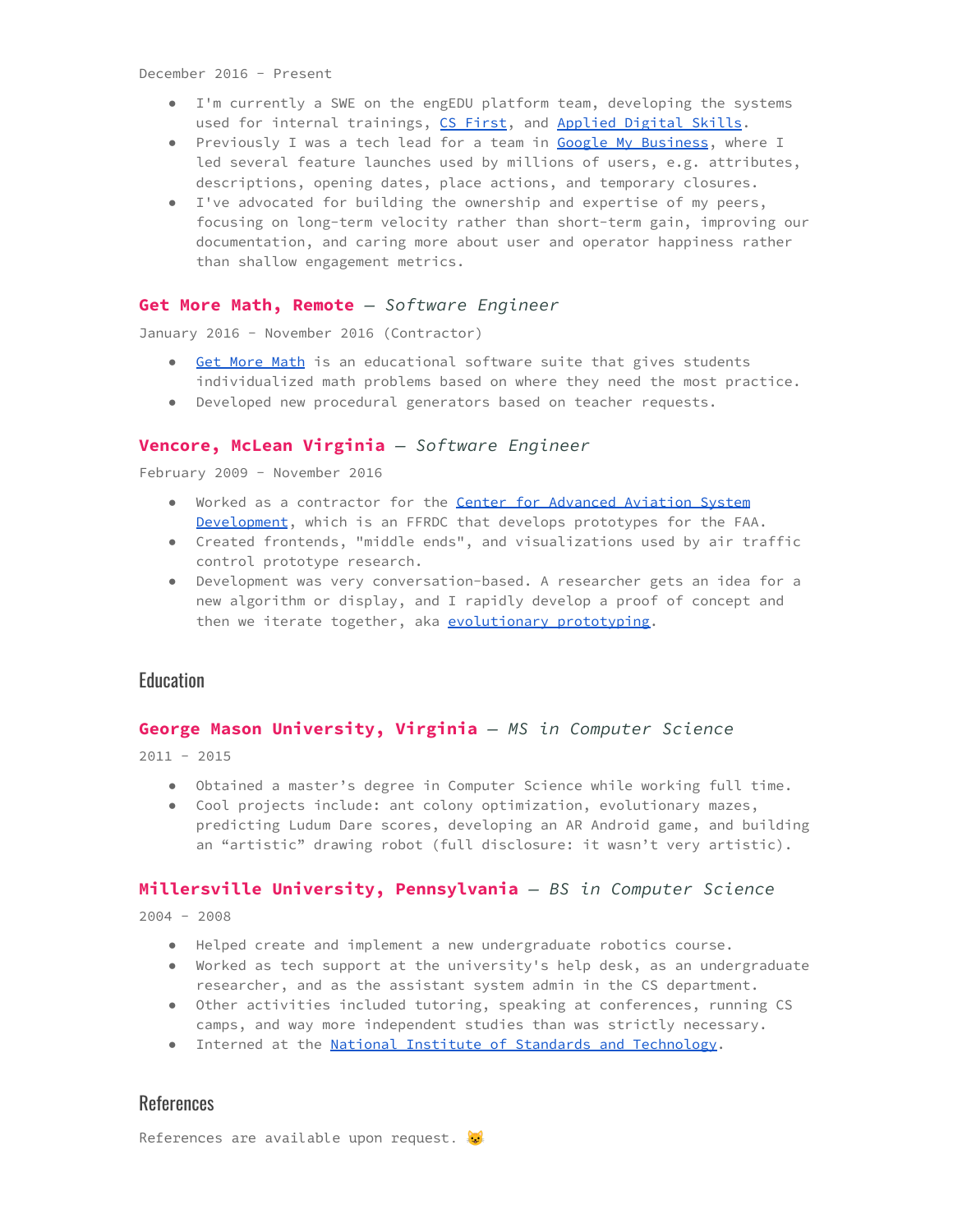December 2016 - Present

- I'm currently a SWE on the engEDU platform team, developing the systems used for internal trainings, [CS First](), and [Applied Digital Skills]().
- Previously I was a tech lead for a team in [Google My Business](), where I led several feature launches used by millions of users, e.g. attributes, descriptions, opening dates, place actions, and temporary closures.
- I've advocated for building the ownership and expertise of my peers, focusing on long-term velocity rather than short-term gain, improving our documentation, and caring more about user and operator happiness rather than shallow engagement metrics.

### Get More Math, Remote — *Software Engineer*

January 2016 - November 2016 (Contractor)

- [Get More Math]() is an educational software suite that gives students individualized math problems based on where they need the most practice.
- Developed new procedural generators based on teacher requests.

### Vencore, McLean Virginia — *Software Engineer*

February 2009 - November 2016

- Worked as a contractor for the [Center for Advanced Aviation System Development](), which is an FFRDC that develops prototypes for the FAA.
- Created frontends, "middle ends", and visualizations used by air traffic control prototype research.
- Development was very conversation-based. A researcher gets an idea for a new algorithm or display, and I rapidly develop a proof of concept and then we iterate together, aka [evolutionary prototyping]().

## Education

### George Mason University, Virginia — *MS in Computer Science*

2011 - 2015

- Obtained a master's degree in Computer Science while working full time.
- Cool projects include: ant colony optimization, evolutionary mazes, predicting Ludum Dare scores, developing an AR Android game, and building an "artistic" drawing robot (full disclosure: it wasn't very artistic).

### Millersville University, Pennsylvania — *BS in Computer Science*

2004 - 2008

- Helped create and implement a new undergraduate robotics course.
- Worked as tech support at the university's help desk, as an undergraduate researcher, and as the assistant system admin in the CS department.
- Other activities included tutoring, speaking at conferences, running CS camps, and way more independent studies than was strictly necessary.
- Interned at the [National Institute of Standards and Technology]().

## References

References are available upon request. 😺